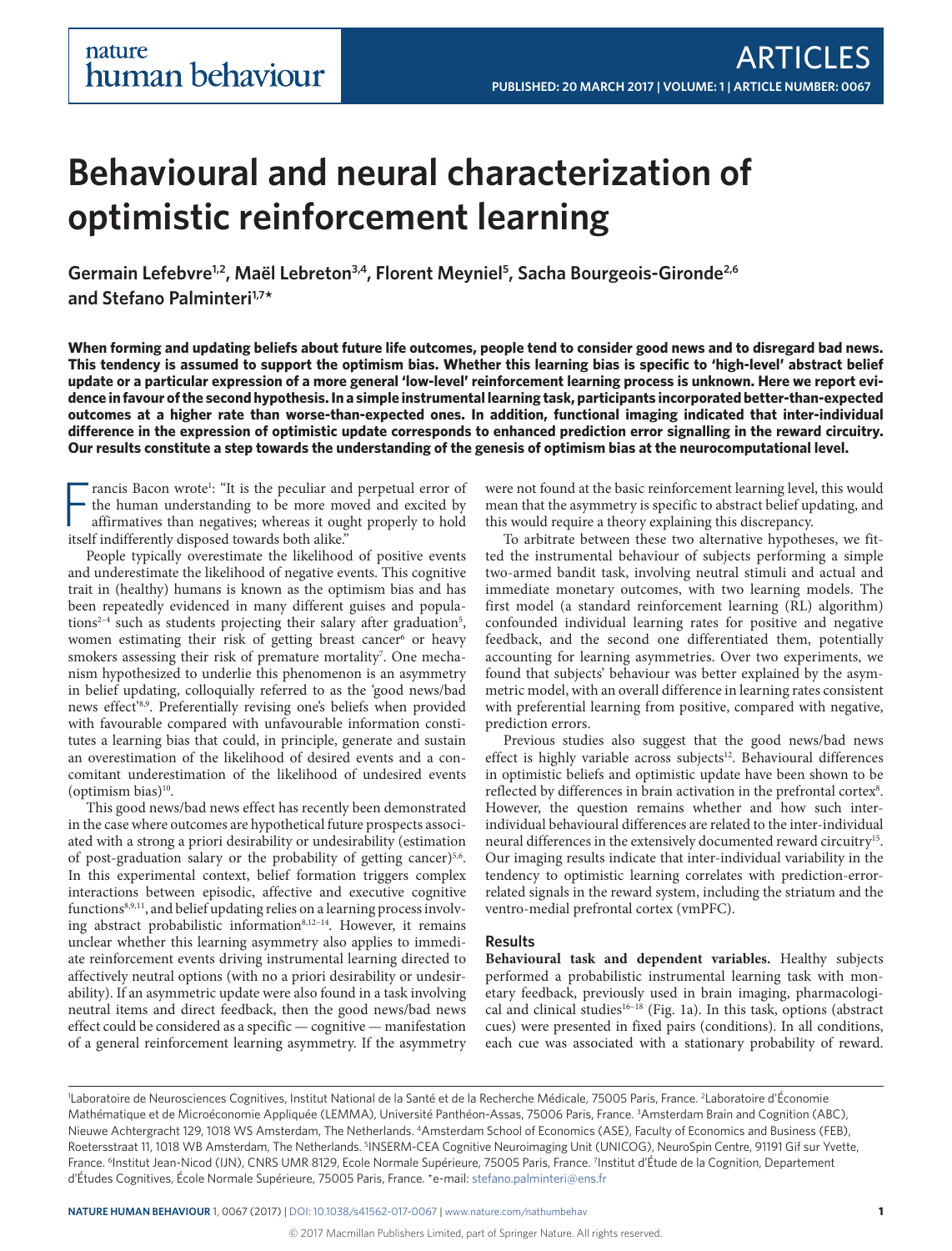# Behavioural and neural characterization of optimistic reinforcement learning

Germain Lefebvre[1,2], Maël Lebreton[3,4], Florent Meyniel[5], Sacha Bourgeois-Gironde[2,6] and Stefano Palminteri[1,7]*

**When forming and updating beliefs about future life outcomes, people tend to consider good news and to disregard bad news. This tendency is assumed to support the optimism bias. Whether this learning bias is specific to 'high-level' abstract belief update or a particular expression of a more general 'low-level' reinforcement learning process is unknown. Here we report evidence in favour of the second hypothesis. In a simple instrumental learning task, participants incorporated better-than-expected outcomes at a higher rate than worse-than-expected ones. In addition, functional imaging indicated that inter-individual difference in the expression of optimistic update corresponds to enhanced prediction error signalling in the reward circuitry. Our results constitute a step towards the understanding of the genesis of optimism bias at the neurocomputational level.**

Francis Bacon wrote[1]: "It is the peculiar and perpetual error of the human understanding to be more moved and excited by affirmatives than negatives; whereas it ought properly to hold itself indifferently disposed towards both alike."

People typically overestimate the likelihood of positive events and underestimate the likelihood of negative events. This cognitive trait in (healthy) humans is known as the optimism bias and has been repeatedly evidenced in many different guises and populations[2–4] such as students projecting their salary after graduation[5], women estimating their risk of getting breast cancer[6] or heavy smokers assessing their risk of premature mortality[7]. One mechanism hypothesized to underlie this phenomenon is an asymmetry in belief updating, colloquially referred to as the 'good news/bad news effect'[8,9]. Preferentially revising one's beliefs when provided with favourable compared with unfavourable information constitutes a learning bias that could, in principle, generate and sustain an overestimation of the likelihood of desired events and a concomitant underestimation of the likelihood of undesired events (optimism bias)[10].

This good news/bad news effect has recently been demonstrated in the case where outcomes are hypothetical future prospects associated with a strong a priori desirability or undesirability (estimation of post-graduation salary or the probability of getting cancer)[5,6]. In this experimental context, belief formation triggers complex interactions between episodic, affective and executive cognitive functions[8,9,11], and belief updating relies on a learning process involving abstract probabilistic information[8,12–14]. However, it remains unclear whether this learning asymmetry also applies to immediate reinforcement events driving instrumental learning directed to affectively neutral options (with no a priori desirability or undesirability). If an asymmetric update were also found in a task involving neutral items and direct feedback, then the good news/bad news effect could be considered as a specific — cognitive — manifestation of a general reinforcement learning asymmetry. If the asymmetry were not found at the basic reinforcement learning level, this would mean that the asymmetry is specific to abstract belief updating, and this would require a theory explaining this discrepancy.

To arbitrate between these two alternative hypotheses, we fitted the instrumental behaviour of subjects performing a simple two-armed bandit task, involving neutral stimuli and actual and immediate monetary outcomes, with two learning models. The first model (a standard reinforcement learning (RL) algorithm) confounded individual learning rates for positive and negative feedback, and the second one differentiated them, potentially accounting for learning asymmetries. Over two experiments, we found that subjects' behaviour was better explained by the asymmetric model, with an overall difference in learning rates consistent with preferential learning from positive, compared with negative, prediction errors.

Previous studies also suggest that the good news/bad news effect is highly variable across subjects[12]. Behavioural differences in optimistic beliefs and optimistic update have been shown to be reflected by differences in brain activation in the prefrontal cortex[8]. However, the question remains whether and how such inter-individual behavioural differences are related to the inter-individual neural differences in the extensively documented reward circuitry[15]. Our imaging results indicate that inter-individual variability in the tendency to optimistic learning correlates with prediction-error-related signals in the reward system, including the striatum and the ventro-medial prefrontal cortex (vmPFC).

## Results

**Behavioural task and dependent variables.** Healthy subjects performed a probabilistic instrumental learning task with monetary feedback, previously used in brain imaging, pharmacological and clinical studies[16–18] (Fig. 1a). In this task, options (abstract cues) were presented in fixed pairs (conditions). In all conditions, each cue was associated with a stationary probability of reward.

[1]Laboratoire de Neurosciences Cognitives, Institut National de la Santé et de la Recherche Médicale, 75005 Paris, France. [2]Laboratoire d'Économie Mathématique et de Microéconomie Appliquée (LEMMA), Université Panthéon-Assas, 75006 Paris, France. [3]Amsterdam Brain and Cognition (ABC), Nieuwe Achtergracht 129, 1018 WS Amsterdam, The Netherlands. [4]Amsterdam School of Economics (ASE), Faculty of Economics and Business (FEB), Roetersstraat 11, 1018 WB Amsterdam, The Netherlands. [5]INSERM-CEA Cognitive Neuroimaging Unit (UNICOG), NeuroSpin Centre, 91191 Gif sur Yvette, France. [6]Institut Jean-Nicod (IJN), CNRS UMR 8129, Ecole Normale Supérieure, 75005 Paris, France. [7]Institut d'Étude de la Cognition, Departement d'Études Cognitives, École Normale Supérieure, 75005 Paris, France. *e-mail: stefano.palminteri@ens.fr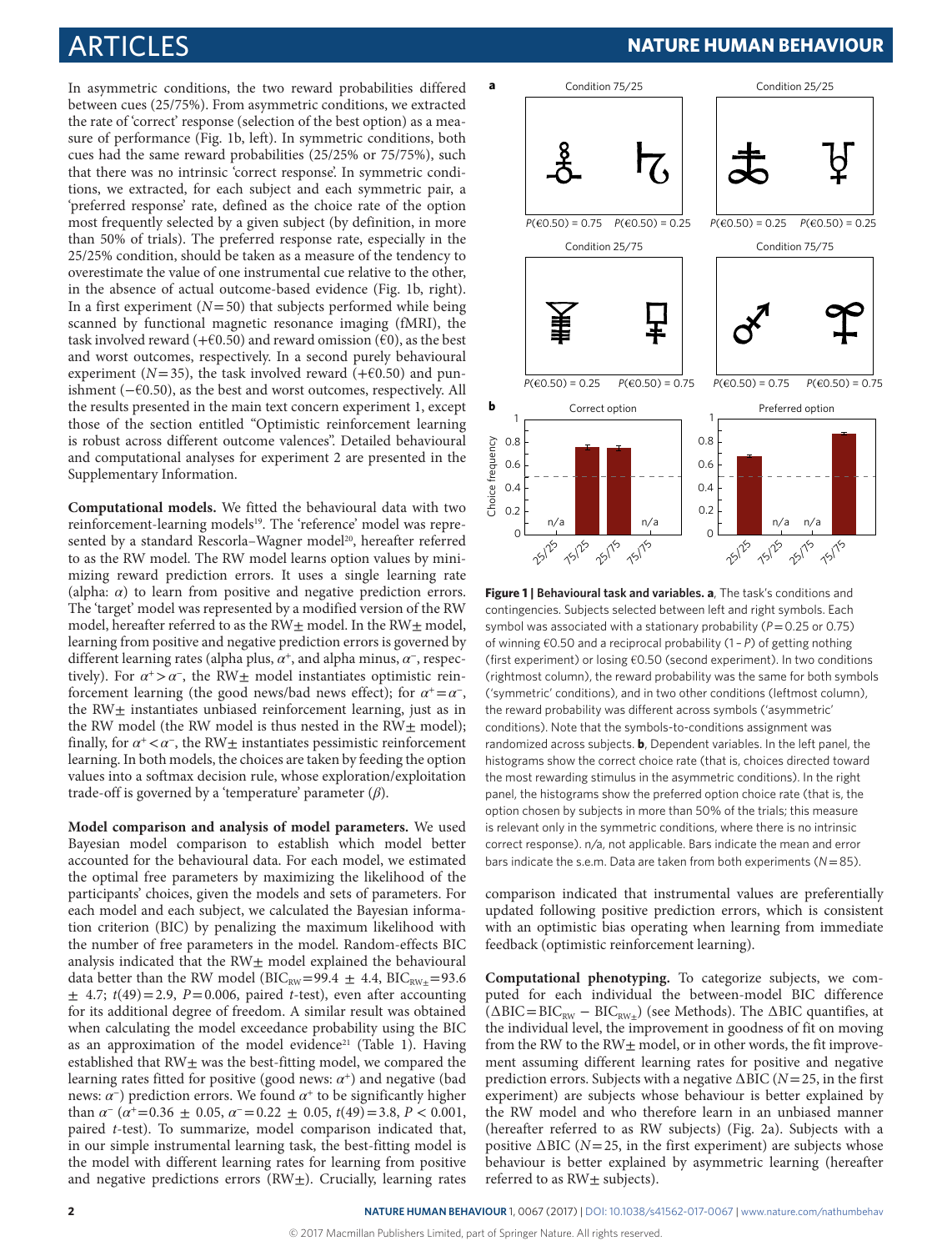In asymmetric conditions, the two reward probabilities differed between cues (25/75%). From asymmetric conditions, we extracted the rate of 'correct' response (selection of the best option) as a measure of performance (Fig. 1b, left). In symmetric conditions, both cues had the same reward probabilities (25/25% or 75/75%), such that there was no intrinsic 'correct response'. In symmetric conditions, we extracted, for each subject and each symmetric pair, a 'preferred response' rate, defined as the choice rate of the option most frequently selected by a given subject (by definition, in more than 50% of trials). The preferred response rate, especially in the 25/25% condition, should be taken as a measure of the tendency to overestimate the value of one instrumental cue relative to the other, in the absence of actual outcome-based evidence (Fig. 1b, right). In a first experiment ($N=50$) that subjects performed while being scanned by functional magnetic resonance imaging (fMRI), the task involved reward (+€0.50) and reward omission (€0), as the best and worst outcomes, respectively. In a second purely behavioural experiment ($N=35$), the task involved reward (+€0.50) and punishment (−€0.50), as the best and worst outcomes, respectively. All the results presented in the main text concern experiment 1, except those of the section entitled "Optimistic reinforcement learning is robust across different outcome valences". Detailed behavioural and computational analyses for experiment 2 are presented in the Supplementary Information.

**Computational models.** We fitted the behavioural data with two reinforcement-learning models[19]. The 'reference' model was represented by a standard Rescorla–Wagner model[20], hereafter referred to as the RW model. The RW model learns option values by minimizing reward prediction errors. It uses a single learning rate (alpha: $\alpha$) to learn from positive and negative prediction errors. The 'target' model was represented by a modified version of the RW model, hereafter referred to as the RW± model. In the RW± model, learning from positive and negative prediction errors is governed by different learning rates (alpha plus, $\alpha^+$, and alpha minus, $\alpha^-$, respectively). For $\alpha^+>\alpha^-$, the RW± model instantiates optimistic reinforcement learning (the good news/bad news effect); for $\alpha^+=\alpha^-$, the RW± instantiates unbiased reinforcement learning, just as in the RW model (the RW model is thus nested in the RW± model); finally, for $\alpha^+<\alpha^-$, the RW± instantiates pessimistic reinforcement learning. In both models, the choices are taken by feeding the option values into a softmax decision rule, whose exploration/exploitation trade-off is governed by a 'temperature' parameter ($\beta$).

**Model comparison and analysis of model parameters.** We used Bayesian model comparison to establish which model better accounted for the behavioural data. For each model, we estimated the optimal free parameters by maximizing the likelihood of the participants' choices, given the models and sets of parameters. For each model and each subject, we calculated the Bayesian information criterion (BIC) by penalizing the maximum likelihood with the number of free parameters in the model. Random-effects BIC analysis indicated that the RW± model explained the behavioural data better than the RW model ($BIC_{RW}=99.4 \pm 4.4$, $BIC_{RW\pm}=93.6 \pm 4.7$; $t(49)=2.9$, $P=0.006$, paired $t$-test), even after accounting for its additional degree of freedom. A similar result was obtained when calculating the model exceedance probability using the BIC as an approximation of the model evidence[21] (Table 1). Having established that RW± was the best-fitting model, we compared the learning rates fitted for positive (good news: $\alpha^+$) and negative (bad news: $\alpha^-$) prediction errors. We found $\alpha^+$ to be significantly higher than $\alpha^-$ ($\alpha^+=0.36 \pm 0.05$, $\alpha^-=0.22 \pm 0.05$, $t(49)=3.8$, $P<0.001$, paired $t$-test). To summarize, model comparison indicated that, in our simple instrumental learning task, the best-fitting model is the model with different learning rates for learning from positive and negative predictions errors (RW±). Crucially, learning rates comparison indicated that instrumental values are preferentially updated following positive prediction errors, which is consistent with an optimistic bias operating when learning from immediate feedback (optimistic reinforcement learning).

**Figure 1 | Behavioural task and variables. a**, The task's conditions and contingencies. Subjects selected between left and right symbols. Each symbol was associated with a stationary probability ($P=0.25$ or $0.75$) of winning €0.50 and a reciprocal probability ($1-P$) of getting nothing (first experiment) or losing €0.50 (second experiment). In two conditions (rightmost column), the reward probability was the same for both symbols ('symmetric' conditions), and in two other conditions (leftmost column), the reward probability was different across symbols ('asymmetric' conditions). Note that the symbols-to-conditions assignment was randomized across subjects. **b**, Dependent variables. In the left panel, the histograms show the correct choice rate (that is, choices directed toward the most rewarding stimulus in the asymmetric conditions). In the right panel, the histograms show the preferred option choice rate (that is, the option chosen by subjects in more than 50% of the trials; this measure is relevant only in the symmetric conditions, where there is no intrinsic correct response). n/a, not applicable. Bars indicate the mean and error bars indicate the s.e.m. Data are taken from both experiments ($N=85$).

**Computational phenotyping.** To categorize subjects, we computed for each individual the between-model BIC difference ($\Delta BIC = BIC_{RW} - BIC_{RW\pm}$) (see Methods). The $\Delta$BIC quantifies, at the individual level, the improvement in goodness of fit on moving from the RW to the RW± model, or in other words, the fit improvement assuming different learning rates for positive and negative prediction errors. Subjects with a negative $\Delta$BIC ($N=25$, in the first experiment) are subjects whose behaviour is better explained by the RW model and who therefore learn in an unbiased manner (hereafter referred to as RW subjects) (Fig. 2a). Subjects with a positive $\Delta$BIC ($N=25$, in the first experiment) are subjects whose behaviour is better explained by asymmetric learning (hereafter referred to as RW± subjects).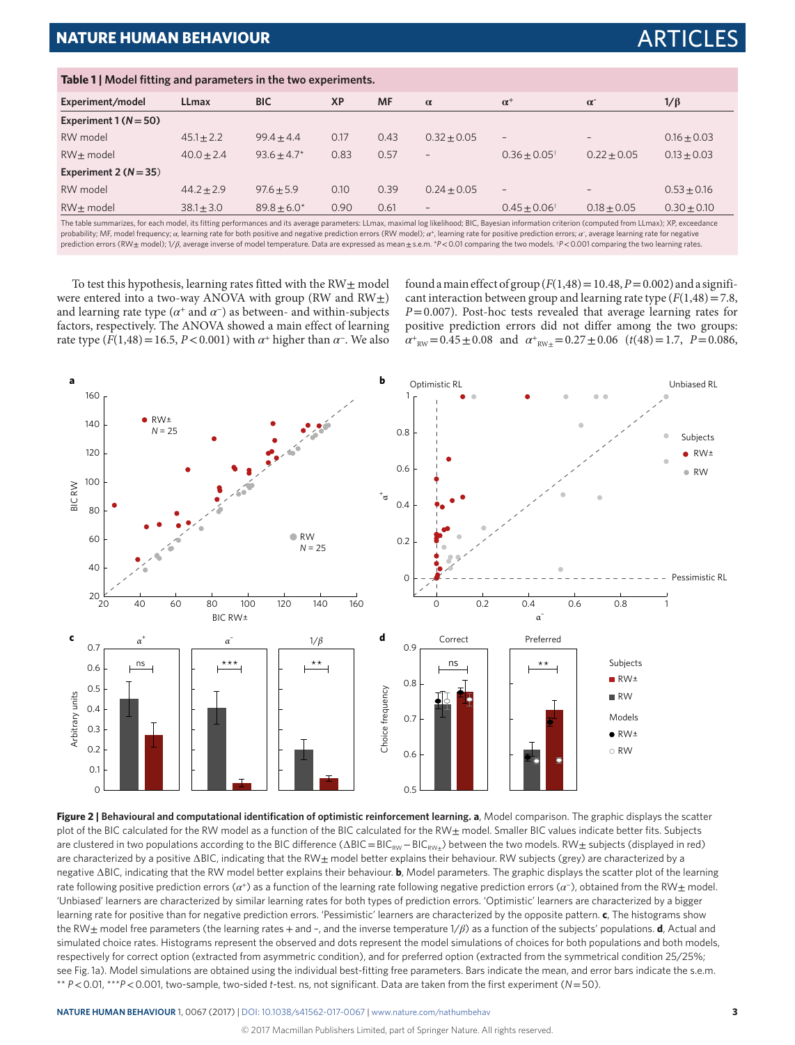**Table 1 | Model fitting and parameters in the two experiments.**

| Experiment/model | LLmax | BIC | XP | MF | $\alpha$ | $\alpha^+$ | $\alpha^-$ | $1/\beta$ |
|---|---|---|---|---|---|---|---|---|
| **Experiment 1 ($N=50$)** | | | | | | | | |
| RW model | $45.1 \pm 2.2$ | $99.4 \pm 4.4$ | 0.17 | 0.43 | $0.32 \pm 0.05$ | – | – | $0.16 \pm 0.03$ |
| RW± model | $40.0 \pm 2.4$ | $93.6 \pm 4.7^*$ | 0.83 | 0.57 | – | $0.36 \pm 0.05^{\dagger}$ | $0.22 \pm 0.05$ | $0.13 \pm 0.03$ |
| **Experiment 2 ($N=35$)** | | | | | | | | |
| RW model | $44.2 \pm 2.9$ | $97.6 \pm 5.9$ | 0.10 | 0.39 | $0.24 \pm 0.05$ | – | – | $0.53 \pm 0.16$ |
| RW± model | $38.1 \pm 3.0$ | $89.8 \pm 6.0^*$ | 0.90 | 0.61 | – | $0.45 \pm 0.06^{\dagger}$ | $0.18 \pm 0.05$ | $0.30 \pm 0.10$ |

The table summarizes, for each model, its fitting performances and its average parameters: LLmax, maximal log likelihood; BIC, Bayesian information criterion (computed from LLmax); XP, exceedance probability; MF, model frequency; $\alpha$, learning rate for both positive and negative prediction errors (RW model); $\alpha^+$, learning rate for positive prediction errors; $\alpha^-$, average learning rate for negative prediction errors (RW± model); $1/\beta$, average inverse of model temperature. Data are expressed as mean ± s.e.m. $^*P<0.01$ comparing the two models. $^{\dagger}P<0.001$ comparing the two learning rates.

To test this hypothesis, learning rates fitted with the RW± model were entered into a two-way ANOVA with group (RW and RW±) and learning rate type ($\alpha^+$ and $\alpha^-$) as between- and within-subjects factors, respectively. The ANOVA showed a main effect of learning rate type ($F(1,48)=16.5$, $P<0.001$) with $\alpha^+$ higher than $\alpha^-$. We also found a main effect of group ($F(1,48)=10.48$, $P=0.002$) and a significant interaction between group and learning rate type ($F(1,48)=7.8$, $P=0.007$). Post-hoc tests revealed that average learning rates for positive prediction errors did not differ among the two groups: $\alpha^+_{RW}=0.45 \pm 0.08$ and $\alpha^+_{RW\pm}=0.27 \pm 0.06$ ($t(48)=1.7$, $P=0.086$,

**Figure 2 | Behavioural and computational identification of optimistic reinforcement learning. a**, Model comparison. The graphic displays the scatter plot of the BIC calculated for the RW model as a function of the BIC calculated for the RW± model. Smaller BIC values indicate better fits. Subjects are clustered in two populations according to the BIC difference ($\Delta BIC = BIC_{RW} - BIC_{RW\pm}$) between the two models. RW± subjects (displayed in red) are characterized by a positive $\Delta$BIC, indicating that the RW± model better explains their behaviour. RW subjects (grey) are characterized by a negative $\Delta$BIC, indicating that the RW model better explains their behaviour. **b**, Model parameters. The graphic displays the scatter plot of the learning rate following positive prediction errors ($\alpha^+$) as a function of the learning rate following negative prediction errors ($\alpha^-$), obtained from the RW± model. 'Unbiased' learners are characterized by similar learning rates for both types of prediction errors. 'Optimistic' learners are characterized by a bigger learning rate for positive than for negative prediction errors. 'Pessimistic' learners are characterized by the opposite pattern. **c**, The histograms show the RW± model free parameters (the learning rates + and –, and the inverse temperature $1/\beta$) as a function of the subjects' populations. **d**, Actual and simulated choice rates. Histograms represent the observed and dots represent the model simulations of choices for both populations and both models, respectively for correct option (extracted from asymmetric condition), and for preferred option (extracted from the symmetrical condition 25/25%; see Fig. 1a). Model simulations are obtained using the individual best-fitting free parameters. Bars indicate the mean, and error bars indicate the s.e.m. $^{**}P<0.01$, $^{***}P<0.001$, two-sample, two-sided $t$-test. ns, not significant. Data are taken from the first experiment ($N=50$).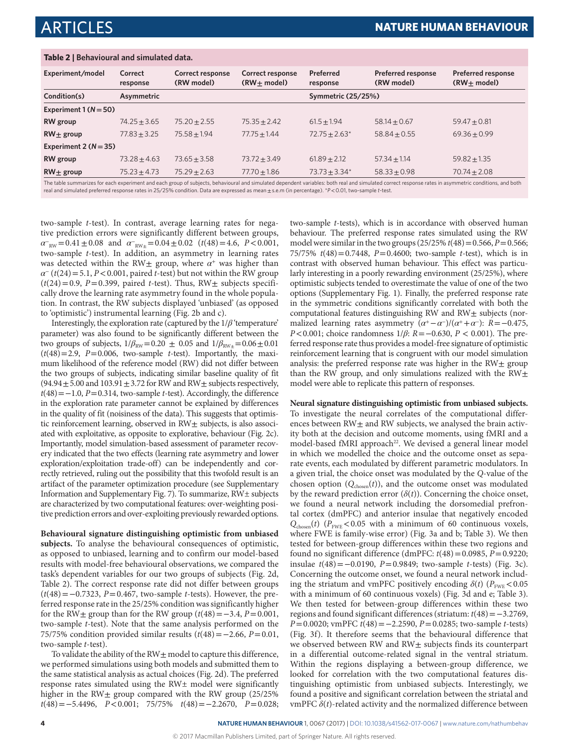**Table 2 | Behavioural and simulated data.**

| Experiment/model | Correct response | Correct response (RW model) | Correct response (RW± model) | Preferred response | Preferred response (RW model) | Preferred response (RW± model) |
|---|---|---|---|---|---|---|
| **Condition(s)** | **Asymmetric** | | | **Symmetric (25/25%)** | | |
| **Experiment 1 (N = 50)** | | | | | | |
| **RW group** | 74.25 ± 3.65 | 75.20 ± 2.55 | 75.35 ± 2.42 | 61.5 ± 1.94 | 58.14 ± 0.67 | 59.47 ± 0.81 |
| **RW± group** | 77.83 ± 3.25 | 75.58 ± 1.94 | 77.75 ± 1.44 | 72.75 ± 2.63* | 58.84 ± 0.55 | 69.36 ± 0.99 |
| **Experiment 2 (N = 35)** | | | | | | |
| **RW group** | 73.28 ± 4.63 | 73.65 ± 3.58 | 73.72 ± 3.49 | 61.89 ± 2.12 | 57.34 ± 1.14 | 59.82 ± 1.35 |
| **RW± group** | 75.23 ± 4.73 | 75.29 ± 2.63 | 77.70 ± 1.86 | 73.73 ± 3.34* | 58.33 ± 0.98 | 70.74 ± 2.08 |

The table summarizes for each experiment and each group of subjects, behavioural and simulated dependent variables: both real and simulated correct response rates in asymmetric conditions, and both real and simulated preferred response rates in 25/25% condition. Data are expressed as mean ± s.e.m (in percentage). *$P<0.01$, two-sample $t$-test.

two-sample $t$-test). In contrast, average learning rates for negative prediction errors were significantly different between groups, $\alpha^-_{RW} = 0.41 \pm 0.08$ and $\alpha^-_{RW\pm} = 0.04 \pm 0.02$ ($t(48) = 4.6$, $P < 0.001$, two-sample $t$-test). In addition, an asymmetry in learning rates was detected within the RW± group, where $\alpha^+$ was higher than $\alpha^-$ ($t(24) = 5.1$, $P < 0.001$, paired $t$-test) but not within the RW group ($t(24) = 0.9$, $P = 0.399$, paired $t$-test). Thus, RW± subjects specifically drove the learning rate asymmetry found in the whole population. In contrast, the RW subjects displayed 'unbiased' (as opposed to 'optimistic') instrumental learning (Fig. 2b and c).

Interestingly, the exploration rate (captured by the $1/\beta$ 'temperature' parameter) was also found to be significantly different between the two groups of subjects, $1/\beta_{RW} = 0.20 \pm 0.05$ and $1/\beta_{RW\pm} = 0.06 \pm 0.01$ ($t(48) = 2.9$, $P = 0.006$, two-sample $t$-test). Importantly, the maximum likelihood of the reference model (RW) did not differ between the two groups of subjects, indicating similar baseline quality of fit ($94.94 \pm 5.00$ and $103.91 \pm 3.72$ for RW and RW± subjects respectively, $t(48) = -1.0$, $P = 0.314$, two-sample $t$-test). Accordingly, the difference in the exploration rate parameter cannot be explained by differences in the quality of fit (noisiness of the data). This suggests that optimistic reinforcement learning, observed in RW± subjects, is also associated with exploitative, as opposite to explorative, behaviour (Fig. 2c). Importantly, model simulation-based assessment of parameter recovery indicated that the two effects (learning rate asymmetry and lower exploration/exploitation trade-off) can be independently and correctly retrieved, ruling out the possibility that this twofold result is an artifact of the parameter optimization procedure (see Supplementary Information and Supplementary Fig. 7). To summarize, RW± subjects are characterized by two computational features: over-weighting positive prediction errors and over-exploiting previously rewarded options.

**Behavioural signature distinguishing optimistic from unbiased subjects.** To analyse the behavioural consequences of optimistic, as opposed to unbiased, learning and to confirm our model-based results with model-free behavioural observations, we compared the task's dependent variables for our two groups of subjects (Fig. 2d, Table 2). The correct response rate did not differ between groups ($t(48) = -0.7323$, $P = 0.467$, two-sample $t$-tests). However, the preferred response rate in the 25/25% condition was significantly higher for the RW± group than for the RW group ($t(48) = -3.4$, $P = 0.001$, two-sample $t$-test). Note that the same analysis performed on the 75/75% condition provided similar results ($t(48) = -2.66$, $P = 0.01$, two-sample $t$-test).

To validate the ability of the RW± model to capture this difference, we performed simulations using both models and submitted them to the same statistical analysis as actual choices (Fig. 2d). The preferred response rates simulated using the RW± model were significantly higher in the RW± group compared with the RW group (25/25% $t(48) = -5.4496$, $P < 0.001$; 75/75% $t(48) = -2.2670$, $P = 0.028$; two-sample $t$-tests), which is in accordance with observed human behaviour. The preferred response rates simulated using the RW model were similar in the two groups (25/25% $t(48) = 0.566$, $P = 0.566$; 75/75% $t(48) = 0.7448$, $P = 0.4600$; two-sample $t$-test), which is in contrast with observed human behaviour. This effect was particularly interesting in a poorly rewarding environment (25/25%), where optimistic subjects tended to overestimate the value of one of the two options (Supplementary Fig. 1). Finally, the preferred response rate in the symmetric conditions significantly correlated with both the computational features distinguishing RW and RW± subjects (normalized learning rates asymmetry $(\alpha^+ - \alpha^-)/(\alpha^+ + \alpha^-)$: $R = -0.475$, $P < 0.001$; choice randomness $1/\beta$: $R = -0.630$, $P < 0.001$). The preferred response rate thus provides a model-free signature of optimistic reinforcement learning that is congruent with our model simulation analysis: the preferred response rate was higher in the RW± group than the RW group, and only simulations realized with the RW± model were able to replicate this pattern of responses.

**Neural signature distinguishing optimistic from unbiased subjects.** To investigate the neural correlates of the computational differences between RW± and RW subjects, we analysed the brain activity both at the decision and outcome moments, using fMRI and a model-based fMRI approach[22]. We devised a general linear model in which we modelled the choice and the outcome onset as separate events, each modulated by different parametric modulators. In a given trial, the choice onset was modulated by the $Q$-value of the chosen option ($Q_{chosen}(t)$), and the outcome onset was modulated by the reward prediction error ($\delta(t)$). Concerning the choice onset, we found a neural network including the dorsomedial prefrontal cortex (dmPFC) and anterior insulae that negatively encoded $Q_{chosen}(t)$ ($P_{FWE} < 0.05$ with a minimum of 60 continuous voxels, where FWE is family-wise error) (Fig. 3a and b; Table 3). We then tested for between-group differences within these two regions and found no significant difference (dmPFC: $t(48) = 0.0985$, $P = 0.9220$; insulae $t(48) = -0.0190$, $P = 0.9849$; two-sample $t$-tests) (Fig. 3c). Concerning the outcome onset, we found a neural network including the striatum and vmPFC positively encoding $\delta(t)$ ($P_{FWE} < 0.05$ with a minimum of 60 continuous voxels) (Fig. 3d and e; Table 3). We then tested for between-group differences within these two regions and found significant differences (striatum: $t(48) = -3.2769$, $P = 0.0020$; vmPFC $t(48) = -2.2590$, $P = 0.0285$; two-sample $t$-tests) (Fig. 3f). It therefore seems that the behavioural difference that we observed between RW and RW± subjects finds its counterpart in a differential outcome-related signal in the ventral striatum. Within the regions displaying a between-group difference, we looked for correlation with the two computational features distinguishing optimistic from unbiased subjects. Interestingly, we found a positive and significant correlation between the striatal and vmPFC $\delta(t)$-related activity and the normalized difference between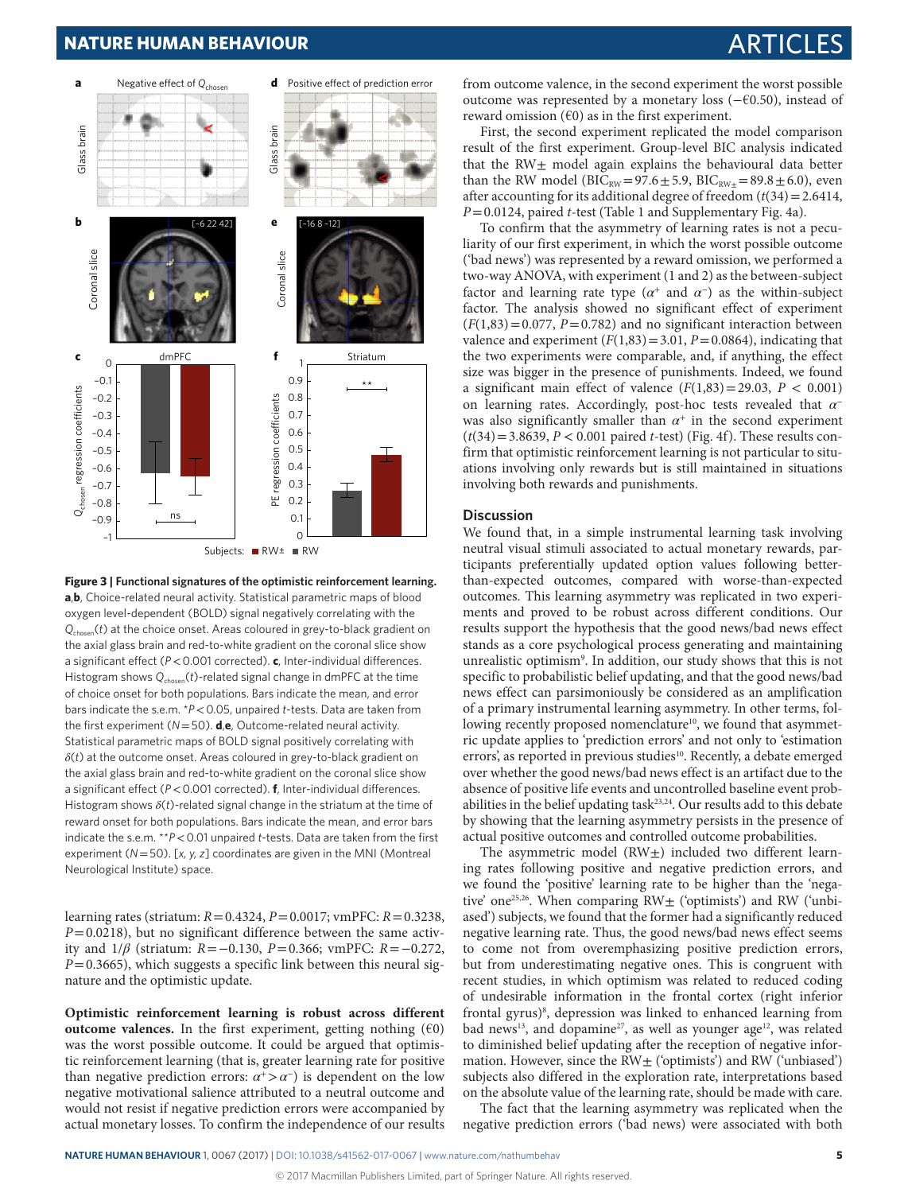**Figure 3 | Functional signatures of the optimistic reinforcement learning.** **a**,**b**, Choice-related neural activity. Statistical parametric maps of blood oxygen level-dependent (BOLD) signal negatively correlating with the $Q_{chosen}(t)$ at the choice onset. Areas coloured in grey-to-black gradient on the axial glass brain and red-to-white gradient on the coronal slice show a significant effect ($P<0.001$ corrected). **c**, Inter-individual differences. Histogram shows $Q_{chosen}(t)$-related signal change in dmPFC at the time of choice onset for both populations. Bars indicate the mean, and error bars indicate the s.e.m. *$P<0.05$, unpaired $t$-tests. Data are taken from the first experiment ($N=50$). **d**,**e**, Outcome-related neural activity. Statistical parametric maps of BOLD signal positively correlating with $\delta(t)$ at the outcome onset. Areas coloured in grey-to-black gradient on the axial glass brain and red-to-white gradient on the coronal slice show a significant effect ($P<0.001$ corrected). **f**, Inter-individual differences. Histogram shows $\delta(t)$-related signal change in the striatum at the time of reward onset for both populations. Bars indicate the mean, and error bars indicate the s.e.m. **$P<0.01$ unpaired $t$-tests. Data are taken from the first experiment ($N=50$). [$x, y, z$] coordinates are given in the MNI (Montreal Neurological Institute) space.

learning rates (striatum: $R=0.4324$, $P=0.0017$; vmPFC: $R=0.3238$, $P=0.0218$), but no significant difference between the same activity and $1/\beta$ (striatum: $R=-0.130$, $P=0.366$; vmPFC: $R=-0.272$, $P=0.3665$), which suggests a specific link between this neural signature and the optimistic update.

**Optimistic reinforcement learning is robust across different outcome valences.** In the first experiment, getting nothing (€0) was the worst possible outcome. It could be argued that optimistic reinforcement learning (that is, greater learning rate for positive than negative prediction errors: $\alpha^{+}>\alpha^{-}$) is dependent on the low negative motivational salience attributed to a neutral outcome and would not resist if negative prediction errors were accompanied by actual monetary losses. To confirm the independence of our results from outcome valence, in the second experiment the worst possible outcome was represented by a monetary loss (−€0.50), instead of reward omission (€0) as in the first experiment.

First, the second experiment replicated the model comparison result of the first experiment. Group-level BIC analysis indicated that the RW± model again explains the behavioural data better than the RW model ($BIC_{RW}=97.6\pm5.9$, $BIC_{RW\pm}=89.8\pm6.0$), even after accounting for its additional degree of freedom ($t(34)=2.6414$, $P=0.0124$, paired $t$-test) (Table 1 and Supplementary Fig. 4a).

To confirm that the asymmetry of learning rates is not a peculiarity of our first experiment, in which the worst possible outcome ('bad news') was represented by a reward omission, we performed a two-way ANOVA, with experiment (1 and 2) as the between-subject factor and learning rate type ($\alpha^{+}$ and $\alpha^{-}$) as the within-subject factor. The analysis showed no significant effect of experiment ($F(1,83)=0.077$, $P=0.782$) and no significant interaction between valence and experiment ($F(1,83)=3.01$, $P=0.0864$), indicating that the two experiments were comparable, and, if anything, the effect size was bigger in the presence of punishments. Indeed, we found a significant main effect of valence ($F(1,83)=29.03$, $P<0.001$) on learning rates. Accordingly, post-hoc tests revealed that $\alpha^{-}$ was also significantly smaller than $\alpha^{+}$ in the second experiment ($t(34)=3.8639$, $P<0.001$ paired $t$-test) (Fig. 4f). These results confirm that optimistic reinforcement learning is not particular to situations involving only rewards but is still maintained in situations involving both rewards and punishments.

## Discussion

We found that, in a simple instrumental learning task involving neutral visual stimuli associated to actual monetary rewards, participants preferentially updated option values following better-than-expected outcomes, compared with worse-than-expected outcomes. This learning asymmetry was replicated in two experiments and proved to be robust across different conditions. Our results support the hypothesis that the good news/bad news effect stands as a core psychological process generating and maintaining unrealistic optimism[9]. In addition, our study shows that this is not specific to probabilistic belief updating, and that the good news/bad news effect can parsimoniously be considered as an amplification of a primary instrumental learning asymmetry. In other terms, following recently proposed nomenclature[10], we found that asymmetric update applies to 'prediction errors' and not only to 'estimation errors', as reported in previous studies[10]. Recently, a debate emerged over whether the good news/bad news effect is an artifact due to the absence of positive life events and uncontrolled baseline event probabilities in the belief updating task[23,24]. Our results add to this debate by showing that the learning asymmetry persists in the presence of actual positive outcomes and controlled outcome probabilities.

The asymmetric model (RW±) included two different learning rates following positive and negative prediction errors, and we found the 'positive' learning rate to be higher than the 'negative' one[25,26]. When comparing RW± ('optimists') and RW ('unbiased') subjects, we found that the former had a significantly reduced negative learning rate. Thus, the good news/bad news effect seems to come not from overemphasizing positive prediction errors, but from underestimating negative ones. This is congruent with recent studies, in which optimism was related to reduced coding of undesirable information in the frontal cortex (right inferior frontal gyrus)[8], depression was linked to enhanced learning from bad news[13], and dopamine[27], as well as younger age[12], was related to diminished belief updating after the reception of negative information. However, since the RW± ('optimists') and RW ('unbiased') subjects also differed in the exploration rate, interpretations based on the absolute value of the learning rate, should be made with care.

The fact that the learning asymmetry was replicated when the negative prediction errors ('bad news') were associated with both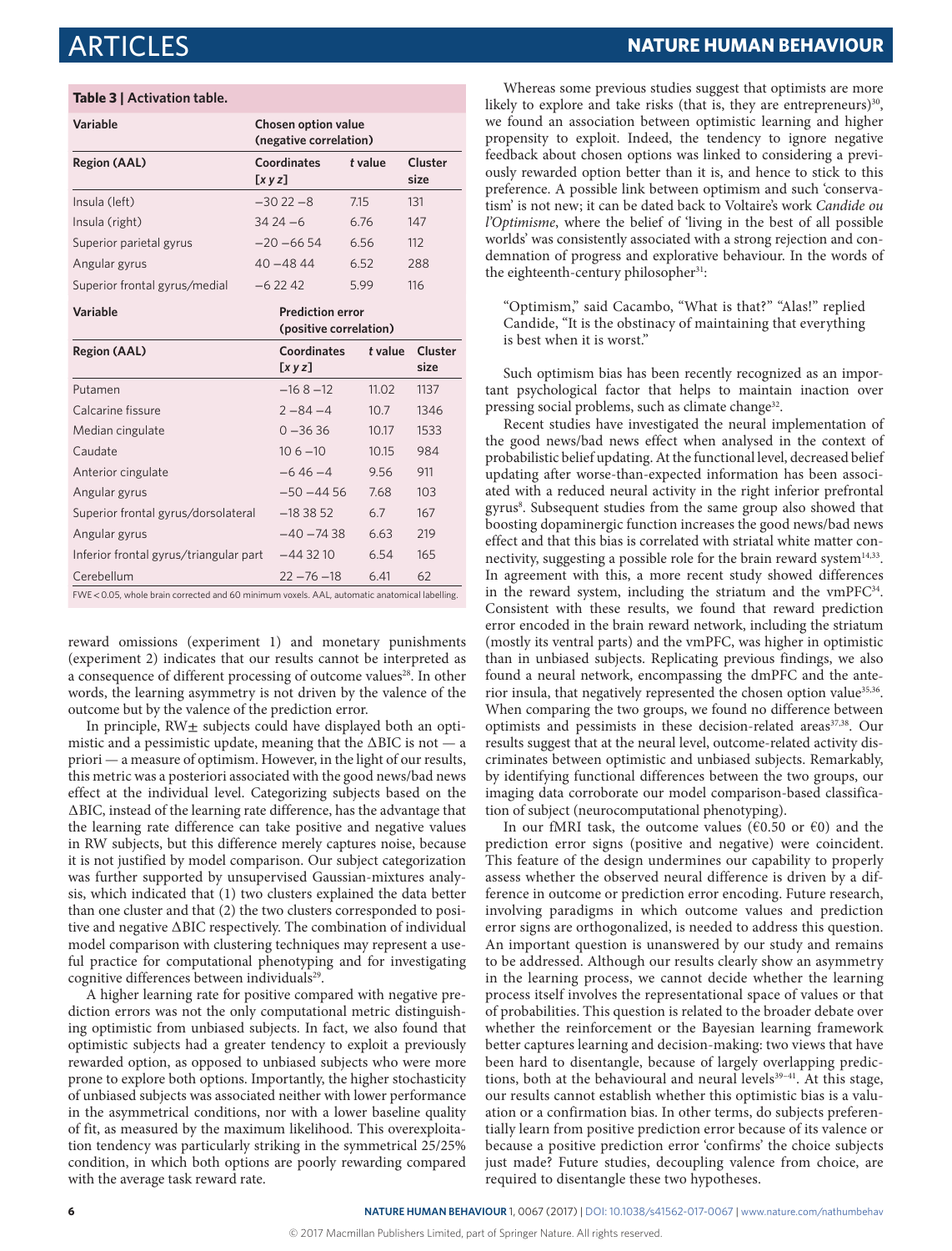**Table 3 | Activation table.**

| Variable | Chosen option value (negative correlation) | | |
|---|---|---|---|
| Region (AAL) | Coordinates [x y z] | t value | Cluster size |
| Insula (left) | −30 22 −8 | 7.15 | 131 |
| Insula (right) | 34 24 −6 | 6.76 | 147 |
| Superior parietal gyrus | −20 −66 54 | 6.56 | 112 |
| Angular gyrus | 40 −48 44 | 6.52 | 288 |
| Superior frontal gyrus/medial | −6 22 42 | 5.99 | 116 |
| **Variable** | **Prediction error (positive correlation)** | | |
| Region (AAL) | Coordinates [x y z] | t value | Cluster size |
| Putamen | −16 8 −12 | 11.02 | 1137 |
| Calcarine fissure | 2 −84 −4 | 10.7 | 1346 |
| Median cingulate | 0 −36 36 | 10.17 | 1533 |
| Caudate | 10 6 −10 | 10.15 | 984 |
| Anterior cingulate | −6 46 −4 | 9.56 | 911 |
| Angular gyrus | −50 −44 56 | 7.68 | 103 |
| Superior frontal gyrus/dorsolateral | −18 38 52 | 6.7 | 167 |
| Angular gyrus | −40 −74 38 | 6.63 | 219 |
| Inferior frontal gyrus/triangular part | −44 32 10 | 6.54 | 165 |
| Cerebellum | 22 −76 −18 | 6.41 | 62 |

FWE < 0.05, whole brain corrected and 60 minimum voxels. AAL, automatic anatomical labelling.

reward omissions (experiment 1) and monetary punishments (experiment 2) indicates that our results cannot be interpreted as a consequence of different processing of outcome values[28]. In other words, the learning asymmetry is not driven by the valence of the outcome but by the valence of the prediction error.

In principle, RW± subjects could have displayed both an optimistic and a pessimistic update, meaning that the ΔBIC is not — a priori — a measure of optimism. However, in the light of our results, this metric was a posteriori associated with the good news/bad news effect at the individual level. Categorizing subjects based on the ΔBIC, instead of the learning rate difference, has the advantage that the learning rate difference can take positive and negative values in RW subjects, but this difference merely captures noise, because it is not justified by model comparison. Our subject categorization was further supported by unsupervised Gaussian-mixtures analysis, which indicated that (1) two clusters explained the data better than one cluster and that (2) the two clusters corresponded to positive and negative ΔBIC respectively. The combination of individual model comparison with clustering techniques may represent a useful practice for computational phenotyping and for investigating cognitive differences between individuals[29].

A higher learning rate for positive compared with negative prediction errors was not the only computational metric distinguishing optimistic from unbiased subjects. In fact, we also found that optimistic subjects had a greater tendency to exploit a previously rewarded option, as opposed to unbiased subjects who were more prone to explore both options. Importantly, the higher stochasticity of unbiased subjects was associated neither with lower performance in the asymmetrical conditions, nor with a lower baseline quality of fit, as measured by the maximum likelihood. This overexploitation tendency was particularly striking in the symmetrical 25/25% condition, in which both options are poorly rewarding compared with the average task reward rate.

Whereas some previous studies suggest that optimists are more likely to explore and take risks (that is, they are entrepreneurs)[30], we found an association between optimistic learning and higher propensity to exploit. Indeed, the tendency to ignore negative feedback about chosen options was linked to considering a previously rewarded option better than it is, and hence to stick to this preference. A possible link between optimism and such 'conservatism' is not new; it can be dated back to Voltaire's work *Candide ou l'Optimisme*, where the belief of 'living in the best of all possible worlds' was consistently associated with a strong rejection and condemnation of progress and explorative behaviour. In the words of the eighteenth-century philosopher[31]:

> "Optimism," said Cacambo, "What is that?" "Alas!" replied Candide, "It is the obstinacy of maintaining that everything is best when it is worst."

Such optimism bias has been recently recognized as an important psychological factor that helps to maintain inaction over pressing social problems, such as climate change[32].

Recent studies have investigated the neural implementation of the good news/bad news effect when analysed in the context of probabilistic belief updating. At the functional level, decreased belief updating after worse-than-expected information has been associated with a reduced neural activity in the right inferior prefrontal gyrus[8]. Subsequent studies from the same group also showed that boosting dopaminergic function increases the good news/bad news effect and that this bias is correlated with striatal white matter connectivity, suggesting a possible role for the brain reward system[14,33]. In agreement with this, a more recent study showed differences in the reward system, including the striatum and the vmPFC[34]. Consistent with these results, we found that reward prediction error encoded in the brain reward network, including the striatum (mostly its ventral parts) and the vmPFC, was higher in optimistic than in unbiased subjects. Replicating previous findings, we also found a neural network, encompassing the dmPFC and the anterior insula, that negatively represented the chosen option value[35,36]. When comparing the two groups, we found no difference between optimists and pessimists in these decision-related areas[37,38]. Our results suggest that at the neural level, outcome-related activity discriminates between optimistic and unbiased subjects. Remarkably, by identifying functional differences between the two groups, our imaging data corroborate our model comparison-based classification of subject (neurocomputational phenotyping).

In our fMRI task, the outcome values (€0.50 or €0) and the prediction error signs (positive and negative) were coincident. This feature of the design undermines our capability to properly assess whether the observed neural difference is driven by a difference in outcome or prediction error encoding. Future research, involving paradigms in which outcome values and prediction error signs are orthogonalized, is needed to address this question. An important question is unanswered by our study and remains to be addressed. Although our results clearly show an asymmetry in the learning process, we cannot decide whether the learning process itself involves the representational space of values or that of probabilities. This question is related to the broader debate over whether the reinforcement or the Bayesian learning framework better captures learning and decision-making: two views that have been hard to disentangle, because of largely overlapping predictions, both at the behavioural and neural levels[39–41]. At this stage, our results cannot establish whether this optimistic bias is a valuation or a confirmation bias. In other terms, do subjects preferentially learn from positive prediction error because of its valence or because a positive prediction error 'confirms' the choice subjects just made? Future studies, decoupling valence from choice, are required to disentangle these two hypotheses.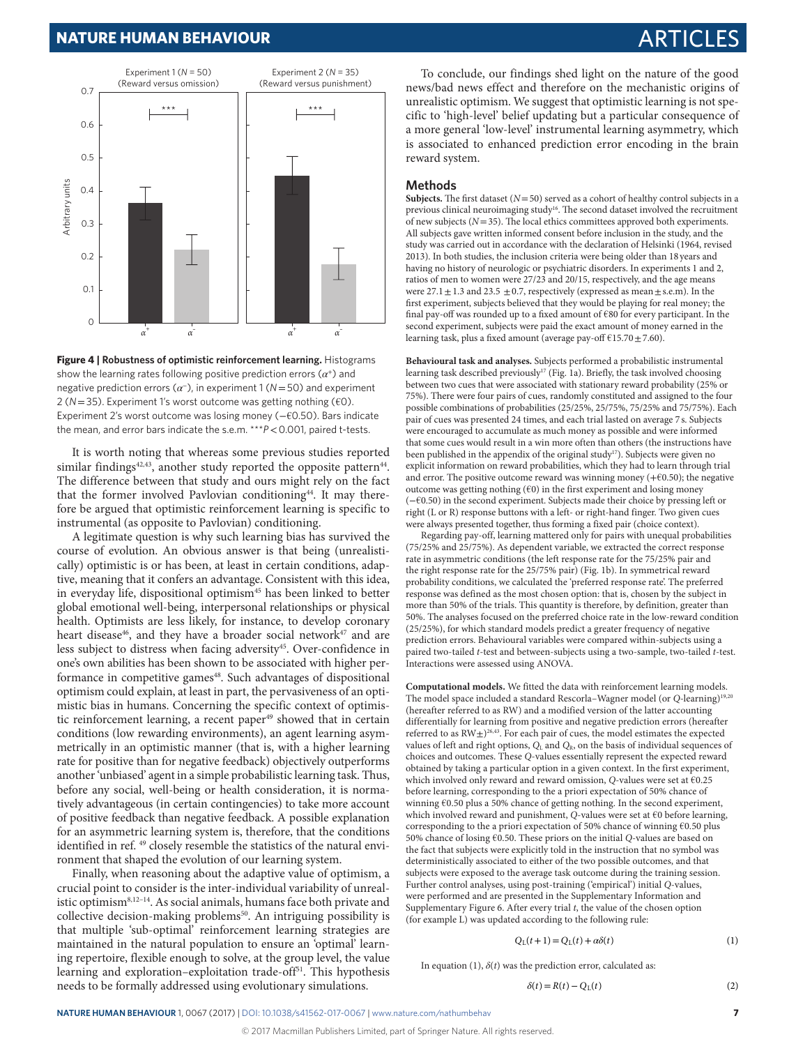Figure 4 | Robustness of optimistic reinforcement learning. Histograms show the learning rates following positive prediction errors ($\alpha^{+}$) and negative prediction errors ($\alpha^{-}$), in experiment 1 ($N$ = 50) and experiment 2 ($N$ = 35). Experiment 1's worst outcome was getting nothing (€0). Experiment 2's worst outcome was losing money (−€0.50). Bars indicate the mean, and error bars indicate the s.e.m. ***$P$ < 0.001, paired t-tests.

It is worth noting that whereas some previous studies reported similar findings[42,43], another study reported the opposite pattern[44]. The difference between that study and ours might rely on the fact that the former involved Pavlovian conditioning[44]. It may therefore be argued that optimistic reinforcement learning is specific to instrumental (as opposite to Pavlovian) conditioning.

A legitimate question is why such learning bias has survived the course of evolution. An obvious answer is that being (unrealistically) optimistic is or has been, at least in certain conditions, adaptive, meaning that it confers an advantage. Consistent with this idea, in everyday life, dispositional optimism[45] has been linked to better global emotional well-being, interpersonal relationships or physical health. Optimists are less likely, for instance, to develop coronary heart disease[46], and they have a broader social network[47] and are less subject to distress when facing adversity[45]. Over-confidence in one's own abilities has been shown to be associated with higher performance in competitive games[48]. Such advantages of dispositional optimism could explain, at least in part, the pervasiveness of an optimistic bias in humans. Concerning the specific context of optimistic reinforcement learning, a recent paper[49] showed that in certain conditions (low rewarding environments), an agent learning asymmetrically in an optimistic manner (that is, with a higher learning rate for positive than for negative feedback) objectively outperforms another 'unbiased' agent in a simple probabilistic learning task. Thus, before any social, well-being or health consideration, it is normatively advantageous (in certain contingencies) to take more account of positive feedback than negative feedback. A possible explanation for an asymmetric learning system is, therefore, that the conditions identified in ref. [49] closely resemble the statistics of the natural environment that shaped the evolution of our learning system.

Finally, when reasoning about the adaptive value of optimism, a crucial point to consider is the inter-individual variability of unrealistic optimism[8,12–14]. As social animals, humans face both private and collective decision-making problems[50]. An intriguing possibility is that multiple 'sub-optimal' reinforcement learning strategies are maintained in the natural population to ensure an 'optimal' learning repertoire, flexible enough to solve, at the group level, the value learning and exploration–exploitation trade-off[51]. This hypothesis needs to be formally addressed using evolutionary simulations.

To conclude, our findings shed light on the nature of the good news/bad news effect and therefore on the mechanistic origins of unrealistic optimism. We suggest that optimistic learning is not specific to 'high-level' belief updating but a particular consequence of a more general 'low-level' instrumental learning asymmetry, which is associated to enhanced prediction error encoding in the brain reward system.

## Methods

**Subjects.** The first dataset ($N$ = 50) served as a cohort of healthy control subjects in a previous clinical neuroimaging study[16]. The second dataset involved the recruitment of new subjects ($N$ = 35). The local ethics committees approved both experiments. All subjects gave written informed consent before inclusion in the study, and the study was carried out in accordance with the declaration of Helsinki (1964, revised 2013). In both studies, the inclusion criteria were being older than 18 years and having no history of neurologic or psychiatric disorders. In experiments 1 and 2, ratios of men to women were 27/23 and 20/15, respectively, and the age means were 27.1 ± 1.3 and 23.5 ± 0.7, respectively (expressed as mean ± s.e.m). In the first experiment, subjects believed that they would be playing for real money; the final pay-off was rounded up to a fixed amount of €80 for every participant. In the second experiment, subjects were paid the exact amount of money earned in the learning task, plus a fixed amount (average pay-off €15.70 ± 7.60).

**Behavioural task and analyses.** Subjects performed a probabilistic instrumental learning task described previously[17] (Fig. 1a). Briefly, the task involved choosing between two cues that were associated with stationary reward probability (25% or 75%). There were four pairs of cues, randomly constituted and assigned to the four possible combinations of probabilities (25/25%, 25/75%, 75/25% and 75/75%). Each pair of cues was presented 24 times, and each trial lasted on average 7 s. Subjects were encouraged to accumulate as much money as possible and were informed that some cues would result in a win more often than others (the instructions have been published in the appendix of the original study[17]). Subjects were given no explicit information on reward probabilities, which they had to learn through trial and error. The positive outcome reward was winning money (+€0.50); the negative outcome was getting nothing (€0) in the first experiment and losing money (−€0.50) in the second experiment. Subjects made their choice by pressing left or right (L or R) response buttons with a left- or right-hand finger. Two given cues were always presented together, thus forming a fixed pair (choice context).

Regarding pay-off, learning mattered only for pairs with unequal probabilities (75/25% and 25/75%). As dependent variable, we extracted the correct response rate in asymmetric conditions (the left response rate for the 75/25% pair and the right response rate for the 25/75% pair) (Fig. 1b). In symmetrical reward probability conditions, we calculated the 'preferred response rate'. The preferred response was defined as the most chosen option: that is, chosen by the subject in more than 50% of the trials. This quantity is therefore, by definition, greater than 50%. The analyses focused on the preferred choice rate in the low-reward condition (25/25%), for which standard models predict a greater frequency of negative prediction errors. Behavioural variables were compared within-subjects using a paired two-tailed $t$-test and between-subjects using a two-sample, two-tailed $t$-test. Interactions were assessed using ANOVA.

**Computational models.** We fitted the data with reinforcement learning models. The model space included a standard Rescorla–Wagner model (or $Q$-learning)[19,20] (hereafter referred to as RW) and a modified version of the latter accounting differentially for learning from positive and negative prediction errors (hereafter referred to as RW±)[26,43]. For each pair of cues, the model estimates the expected values of left and right options, $Q_L$ and $Q_R$, on the basis of individual sequences of choices and outcomes. These $Q$-values essentially represent the expected reward obtained by taking a particular option in a given context. In the first experiment, which involved only reward and reward omission, $Q$-values were set at €0.25 before learning, corresponding to the a priori expectation of 50% chance of winning €0.50 plus a 50% chance of getting nothing. In the second experiment, which involved reward and punishment, $Q$-values were set at €0 before learning, corresponding to the a priori expectation of 50% chance of winning €0.50 plus 50% chance of losing €0.50. These priors on the initial $Q$-values are based on the fact that subjects were explicitly told in the instruction that no symbol was deterministically associated to either of the two possible outcomes, and that subjects were exposed to the average task outcome during the training session. Further control analyses, using post-training ('empirical') initial $Q$-values, were performed and are presented in the Supplementary Information and Supplementary Figure 6. After every trial $t$, the value of the chosen option (for example L) was updated according to the following rule:

$$Q_L(t+1) = Q_L(t) + \alpha\delta(t) \quad (1)$$

In equation (1), $\delta(t)$ was the prediction error, calculated as:

$$\delta(t) = R(t) - Q_L(t) \quad (2)$$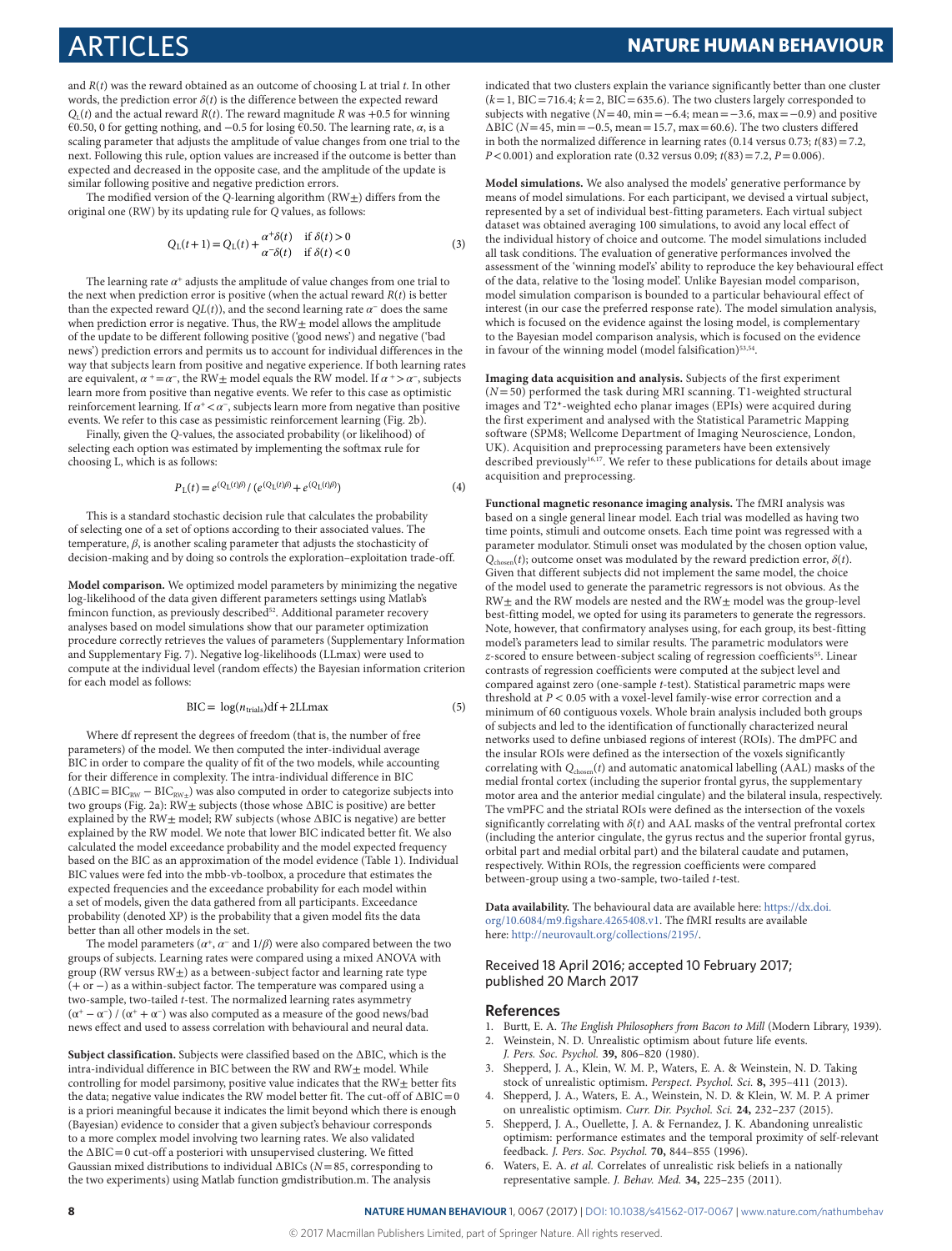and $R(t)$ was the reward obtained as an outcome of choosing L at trial $t$. In other words, the prediction error $\delta(t)$ is the difference between the expected reward $Q_L(t)$ and the actual reward $R(t)$. The reward magnitude $R$ was +0.5 for winning €0.50, 0 for getting nothing, and −0.5 for losing €0.50. The learning rate, $\alpha$, is a scaling parameter that adjusts the amplitude of value changes from one trial to the next. Following this rule, option values are increased if the outcome is better than expected and decreased in the opposite case, and the amplitude of the update is similar following positive and negative prediction errors.

The modified version of the $Q$-learning algorithm (RW±) differs from the original one (RW) by its updating rule for $Q$ values, as follows:

$$Q_L(t+1) = Q_L(t) + \begin{cases} \alpha^{+}\delta(t) & \text{if } \delta(t) > 0 \\ \alpha^{-}\delta(t) & \text{if } \delta(t) < 0 \end{cases} \tag{3}$$

The learning rate $\alpha^+$ adjusts the amplitude of value changes from one trial to the next when prediction error is positive (when the actual reward $R(t)$ is better than the expected reward $QL(t)$), and the second learning rate $\alpha^-$ does the same when prediction error is negative. Thus, the RW± model allows the amplitude of the update to be different following positive ('good news') and negative ('bad news') prediction errors and permits us to account for individual differences in the way that subjects learn from positive and negative experience. If both learning rates are equivalent, $\alpha^+ = \alpha^-$, the RW± model equals the RW model. If $\alpha^+ > \alpha^-$, subjects learn more from positive than negative events. We refer to this case as optimistic reinforcement learning. If $\alpha^+ < \alpha^-$, subjects learn more from negative than positive events. We refer to this case as pessimistic reinforcement learning (Fig. 2b).

Finally, given the $Q$-values, the associated probability (or likelihood) of selecting each option was estimated by implementing the softmax rule for choosing L, which is as follows:

$$P_L(t) = e^{(Q_L(t)\beta)} / (e^{(Q_L(t)\beta)} + e^{(Q_L(t)\beta)}) \tag{4}$$

This is a standard stochastic decision rule that calculates the probability of selecting one of a set of options according to their associated values. The temperature, $\beta$, is another scaling parameter that adjusts the stochasticity of decision-making and by doing so controls the exploration–exploitation trade-off.

**Model comparison.** We optimized model parameters by minimizing the negative log-likelihood of the data given different parameters settings using Matlab's fmincon function, as previously described[52]. Additional parameter recovery analyses based on model simulations show that our parameter optimization procedure correctly retrieves the values of parameters (Supplementary Information and Supplementary Fig. 7). Negative log-likelihoods (LLmax) were used to compute at the individual level (random effects) the Bayesian information criterion for each model as follows:

$$\text{BIC} = \log(n_{\text{trials}})\text{df} + 2\text{LLmax} \tag{5}$$

Where df represent the degrees of freedom (that is, the number of free parameters) of the model. We then computed the inter-individual average BIC in order to compare the quality of fit of the two models, while accounting for their difference in complexity. The intra-individual difference in BIC ($\Delta\text{BIC} = \text{BIC}_{\text{RW}} - \text{BIC}_{\text{RW}\pm}$) was also computed in order to categorize subjects into two groups (Fig. 2a): RW± subjects (those whose ΔBIC is positive) are better explained by the RW± model; RW subjects (whose ΔBIC is negative) are better explained by the RW model. We note that lower BIC indicated better fit. We also calculated the model exceedance probability and the model expected frequency based on the BIC as an approximation of the model evidence (Table 1). Individual BIC values were fed into the mbb-vb-toolbox, a procedure that estimates the expected frequencies and the exceedance probability for each model within a set of models, given the data gathered from all participants. Exceedance probability (denoted XP) is the probability that a given model fits the data better than all other models in the set.

The model parameters ($\alpha^+$, $\alpha^-$ and $1/\beta$) were also compared between the two groups of subjects. Learning rates were compared using a mixed ANOVA with group (RW versus RW±) as a between-subject factor and learning rate type (+ or −) as a within-subject factor. The temperature was compared using a two-sample, two-tailed $t$-test. The normalized learning rates asymmetry $(\alpha^+ - \alpha^-) / (\alpha^+ + \alpha^-)$ was also computed as a measure of the good news/bad news effect and used to assess correlation with behavioural and neural data.

**Subject classification.** Subjects were classified based on the ΔBIC, which is the intra-individual difference in BIC between the RW and RW± model. While controlling for model parsimony, positive value indicates that the RW± better fits the data; negative value indicates the RW model better fit. The cut-off of ΔBIC = 0 is a priori meaningful because it indicates the limit beyond which there is enough (Bayesian) evidence to consider that a given subject's behaviour corresponds to a more complex model involving two learning rates. We also validated the ΔBIC = 0 cut-off a posteriori with unsupervised clustering. We fitted Gaussian mixed distributions to individual ΔBICs ($N$ = 85, corresponding to the two experiments) using Matlab function gmdistribution.m. The analysis indicated that two clusters explain the variance significantly better than one cluster ($k$ = 1, BIC = 716.4; $k$ = 2, BIC = 635.6). The two clusters largely corresponded to subjects with negative ($N$ = 40, min = −6.4; mean = −3.6, max = −0.9) and positive ΔBIC ($N$ = 45, min = −0.5, mean = 15.7, max = 60.6). The two clusters differed in both the normalized difference in learning rates (0.14 versus 0.73; $t(83)$ = 7.2, $P$ < 0.001) and exploration rate (0.32 versus 0.09; $t(83)$ = 7.2, $P$ = 0.006).

**Model simulations.** We also analysed the models' generative performance by means of model simulations. For each participant, we devised a virtual subject, represented by a set of individual best-fitting parameters. Each virtual subject dataset was obtained averaging 100 simulations, to avoid any local effect of the individual history of choice and outcome. The model simulations included all task conditions. The evaluation of generative performances involved the assessment of the 'winning model's' ability to reproduce the key behavioural effect of the data, relative to the 'losing model'. Unlike Bayesian model comparison, model simulation comparison is bounded to a particular behavioural effect of interest (in our case the preferred response rate). The model simulation analysis, which is focused on the evidence against the losing model, is complementary to the Bayesian model comparison analysis, which is focused on the evidence in favour of the winning model (model falsification)[53,54].

**Imaging data acquisition and analysis.** Subjects of the first experiment ($N$ = 50) performed the task during MRI scanning. T1-weighted structural images and T2*-weighted echo planar images (EPIs) were acquired during the first experiment and analysed with the Statistical Parametric Mapping software (SPM8; Wellcome Department of Imaging Neuroscience, London, UK). Acquisition and preprocessing parameters have been extensively described previously[16,17]. We refer to these publications for details about image acquisition and preprocessing.

**Functional magnetic resonance imaging analysis.** The fMRI analysis was based on a single general linear model. Each trial was modelled as having two time points, stimuli and outcome onsets. Each time point was regressed with a parameter modulator. Stimuli onset was modulated by the chosen option value, $Q_{\text{chosen}}(t)$; outcome onset was modulated by the reward prediction error, $\delta(t)$. Given that different subjects did not implement the same model, the choice of the model used to generate the parametric regressors is not obvious. As the RW± and the RW models are nested and the RW± model was the group-level best-fitting model, we opted for using its parameters to generate the regressors. Note, however, that confirmatory analyses using, for each group, its best-fitting model's parameters lead to similar results. The parametric modulators were $z$-scored to ensure between-subject scaling of regression coefficients[55]. Linear contrasts of regression coefficients were computed at the subject level and compared against zero (one-sample $t$-test). Statistical parametric maps were threshold at $P$ < 0.05 with a voxel-level family-wise error correction and a minimum of 60 contiguous voxels. Whole brain analysis included both groups of subjects and led to the identification of functionally characterized neural networks used to define unbiased regions of interest (ROIs). The dmPFC and the insular ROIs were defined as the intersection of the voxels significantly correlating with $Q_{\text{chosen}}(t)$ and automatic anatomical labelling (AAL) masks of the medial frontal cortex (including the superior frontal gyrus, the supplementary motor area and the anterior medial cingulate) and the bilateral insula, respectively. The vmPFC and the striatal ROIs were defined as the intersection of the voxels significantly correlating with $\delta(t)$ and AAL masks of the ventral prefrontal cortex (including the anterior cingulate, the gyrus rectus and the superior frontal gyrus, orbital part and medial orbital part) and the bilateral caudate and putamen, respectively. Within ROIs, the regression coefficients were compared between-group using a two-sample, two-tailed $t$-test.

**Data availability.** The behavioural data are available here: https://dx.doi.org/10.6084/m9.figshare.4265408.v1. The fMRI results are available here: http://neurovault.org/collections/2195/.

Received 18 April 2016; accepted 10 February 2017; published 20 March 2017

## References

1. Burtt, E. A. *The English Philosophers from Bacon to Mill* (Modern Library, 1939).
2. Weinstein, N. D. Unrealistic optimism about future life events. *J. Pers. Soc. Psychol.* **39,** 806–820 (1980).
3. Shepperd, J. A., Klein, W. M. P., Waters, E. A. & Weinstein, N. D. Taking stock of unrealistic optimism. *Perspect. Psychol. Sci.* **8,** 395–411 (2013).
4. Shepperd, J. A., Waters, E. A., Weinstein, N. D. & Klein, W. M. P. A primer on unrealistic optimism. *Curr. Dir. Psychol. Sci.* **24,** 232–237 (2015).
5. Shepperd, J. A., Ouellette, J. A. & Fernandez, J. K. Abandoning unrealistic optimism: performance estimates and the temporal proximity of self-relevant feedback. *J. Pers. Soc. Psychol.* **70,** 844–855 (1996).
6. Waters, E. A. *et al.* Correlates of unrealistic risk beliefs in a nationally representative sample. *J. Behav. Med.* **34,** 225–235 (2011).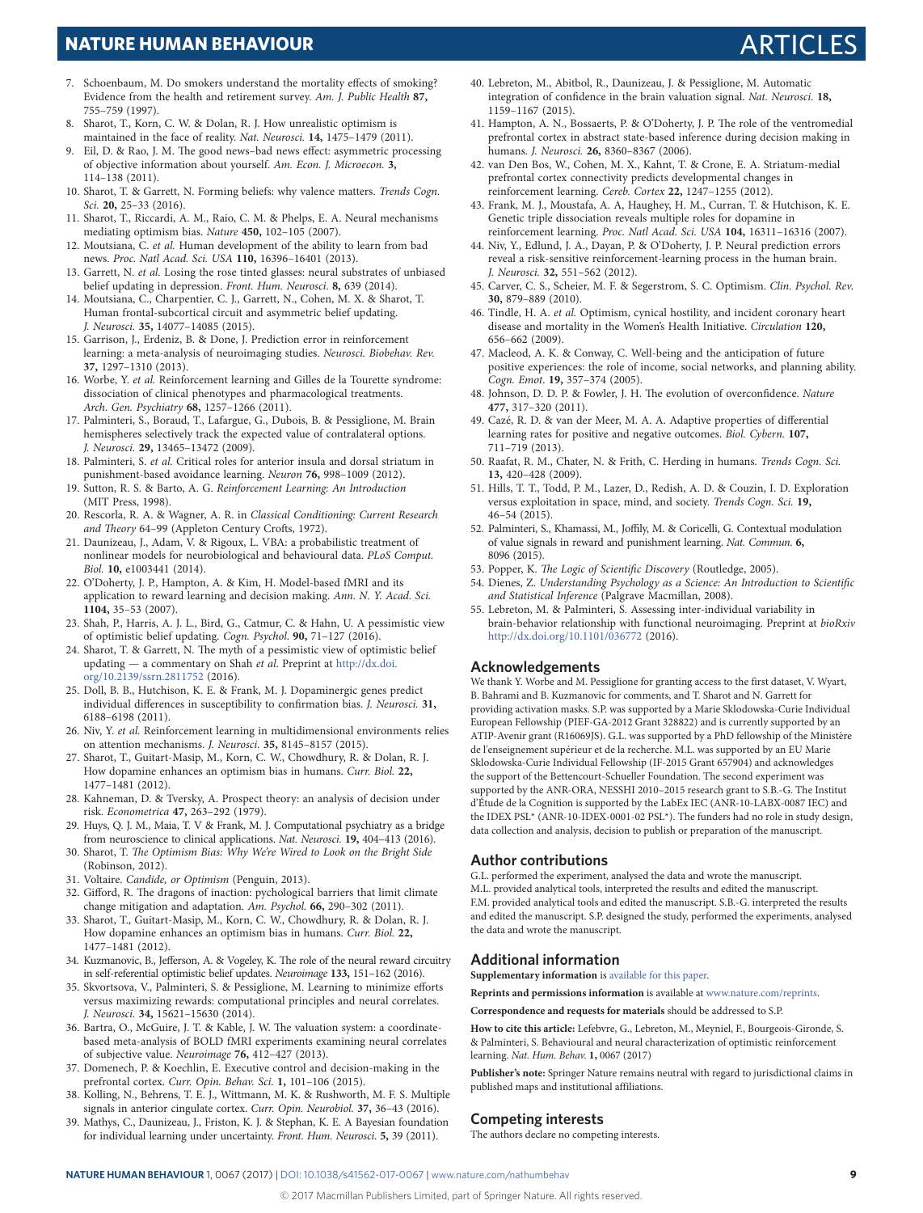7. Schoenbaum, M. Do smokers understand the mortality effects of smoking? Evidence from the health and retirement survey. *Am. J. Public Health* **87,** 755–759 (1997).
8. Sharot, T., Korn, C. W. & Dolan, R. J. How unrealistic optimism is maintained in the face of reality. *Nat. Neurosci.* **14,** 1475–1479 (2011).
9. Eil, D. & Rao, J. M. The good news–bad news effect: asymmetric processing of objective information about yourself. *Am. Econ. J. Microecon.* **3,** 114–138 (2011).
10. Sharot, T. & Garrett, N. Forming beliefs: why valence matters. *Trends Cogn. Sci.* **20,** 25–33 (2016).
11. Sharot, T., Riccardi, A. M., Raio, C. M. & Phelps, E. A. Neural mechanisms mediating optimism bias. *Nature* **450,** 102–105 (2007).
12. Moutsiana, C. *et al.* Human development of the ability to learn from bad news. *Proc. Natl Acad. Sci. USA* **110,** 16396–16401 (2013).
13. Garrett, N. *et al.* Losing the rose tinted glasses: neural substrates of unbiased belief updating in depression. *Front. Hum. Neurosci.* **8,** 639 (2014).
14. Moutsiana, C., Charpentier, C. J., Garrett, N., Cohen, M. X. & Sharot, T. Human frontal-subcortical circuit and asymmetric belief updating. *J. Neurosci.* **35,** 14077–14085 (2015).
15. Garrison, J., Erdeniz, B. & Done, J. Prediction error in reinforcement learning: a meta-analysis of neuroimaging studies. *Neurosci. Biobehav. Rev.* **37,** 1297–1310 (2013).
16. Worbe, Y. *et al.* Reinforcement learning and Gilles de la Tourette syndrome: dissociation of clinical phenotypes and pharmacological treatments. *Arch. Gen. Psychiatry* **68,** 1257–1266 (2011).
17. Palminteri, S., Boraud, T., Lafargue, G., Dubois, B. & Pessiglione, M. Brain hemispheres selectively track the expected value of contralateral options. *J. Neurosci.* **29,** 13465–13472 (2009).
18. Palminteri, S. *et al.* Critical roles for anterior insula and dorsal striatum in punishment-based avoidance learning. *Neuron* **76,** 998–1009 (2012).
19. Sutton, R. S. & Barto, A. G. *Reinforcement Learning: An Introduction* (MIT Press, 1998).
20. Rescorla, R. A. & Wagner, A. R. in *Classical Conditioning: Current Research and Theory* 64–99 (Appleton Century Crofts, 1972).
21. Daunizeau, J., Adam, V. & Rigoux, L. VBA: a probabilistic treatment of nonlinear models for neurobiological and behavioural data. *PLoS Comput. Biol.* **10,** e1003441 (2014).
22. O'Doherty, J. P., Hampton, A. & Kim, H. Model-based fMRI and its application to reward learning and decision making. *Ann. N. Y. Acad. Sci.* **1104,** 35–53 (2007).
23. Shah, P., Harris, A. J. L., Bird, G., Catmur, C. & Hahn, U. A pessimistic view of optimistic belief updating. *Cogn. Psychol.* **90,** 71–127 (2016).
24. Sharot, T. & Garrett, N. The myth of a pessimistic view of optimistic belief updating — a commentary on Shah *et al.* Preprint at http://dx.doi.org/10.2139/ssrn.2811752 (2016).
25. Doll, B. B., Hutchison, K. E. & Frank, M. J. Dopaminergic genes predict individual differences in susceptibility to confirmation bias. *J. Neurosci.* **31,** 6188–6198 (2011).
26. Niv, Y. *et al.* Reinforcement learning in multidimensional environments relies on attention mechanisms. *J. Neurosci.* **35,** 8145–8157 (2015).
27. Sharot, T., Guitart-Masip, M., Korn, C. W., Chowdhury, R. & Dolan, R. J. How dopamine enhances an optimism bias in humans. *Curr. Biol.* **22,** 1477–1481 (2012).
28. Kahneman, D. & Tversky, A. Prospect theory: an analysis of decision under risk. *Econometrica* **47,** 263–292 (1979).
29. Huys, Q. J. M., Maia, T. V & Frank, M. J. Computational psychiatry as a bridge from neuroscience to clinical applications. *Nat. Neurosci.* **19,** 404–413 (2016).
30. Sharot, T. *The Optimism Bias: Why We're Wired to Look on the Bright Side* (Robinson, 2012).
31. Voltaire. *Candide, or Optimism* (Penguin, 2013).
32. Gifford, R. The dragons of inaction: pychological barriers that limit climate change mitigation and adaptation. *Am. Psychol.* **66,** 290–302 (2011).
33. Sharot, T., Guitart-Masip, M., Korn, C. W., Chowdhury, R. & Dolan, R. J. How dopamine enhances an optimism bias in humans. *Curr. Biol.* **22,** 1477–1481 (2012).
34. Kuzmanovic, B., Jefferson, A. & Vogeley, K. The role of the neural reward circuitry in self-referential optimistic belief updates. *Neuroimage* **133,** 151–162 (2016).
35. Skvortsova, V., Palminteri, S. & Pessiglione, M. Learning to minimize efforts versus maximizing rewards: computational principles and neural correlates. *J. Neurosci.* **34,** 15621–15630 (2014).
36. Bartra, O., McGuire, J. T. & Kable, J. W. The valuation system: a coordinate-based meta-analysis of BOLD fMRI experiments examining neural correlates of subjective value. *Neuroimage* **76,** 412–427 (2013).
37. Domenech, P. & Koechlin, E. Executive control and decision-making in the prefrontal cortex. *Curr. Opin. Behav. Sci.* **1,** 101–106 (2015).
38. Kolling, N., Behrens, T. E. J., Wittmann, M. K. & Rushworth, M. F. S. Multiple signals in anterior cingulate cortex. *Curr. Opin. Neurobiol.* **37,** 36–43 (2016).
39. Mathys, C., Daunizeau, J., Friston, K. J. & Stephan, K. E. A Bayesian foundation for individual learning under uncertainty. *Front. Hum. Neurosci.* **5,** 39 (2011).
40. Lebreton, M., Abitbol, R., Daunizeau, J. & Pessiglione, M. Automatic integration of confidence in the brain valuation signal. *Nat. Neurosci.* **18,** 1159–1167 (2015).
41. Hampton, A. N., Bossaerts, P. & O'Doherty, J. P. The role of the ventromedial prefrontal cortex in abstract state-based inference during decision making in humans. *J. Neurosci.* **26,** 8360–8367 (2006).
42. van Den Bos, W., Cohen, M. X., Kahnt, T. & Crone, E. A. Striatum-medial prefrontal cortex connectivity predicts developmental changes in reinforcement learning. *Cereb. Cortex* **22,** 1247–1255 (2012).
43. Frank, M. J., Moustafa, A. A., Haughey, H. M., Curran, T. & Hutchison, K. E. Genetic triple dissociation reveals multiple roles for dopamine in reinforcement learning. *Proc. Natl Acad. Sci. USA* **104,** 16311–16316 (2007).
44. Niv, Y., Edlund, J. A., Dayan, P. & O'Doherty, J. P. Neural prediction errors reveal a risk-sensitive reinforcement-learning process in the human brain. *J. Neurosci.* **32,** 551–562 (2012).
45. Carver, C. S., Scheier, M. F. & Segerstrom, S. C. Optimism. *Clin. Psychol. Rev.* **30,** 879–889 (2010).
46. Tindle, H. A. *et al.* Optimism, cynical hostility, and incident coronary heart disease and mortality in the Women's Health Initiative. *Circulation* **120,** 656–662 (2009).
47. Macleod, A. K. & Conway, C. Well-being and the anticipation of future positive experiences: the role of income, social networks, and planning ability. *Cogn. Emot.* **19,** 357–374 (2005).
48. Johnson, D. D. P. & Fowler, J. H. The evolution of overconfidence. *Nature* **477,** 317–320 (2011).
49. Cazé, R. D. & van der Meer, M. A. A. Adaptive properties of differential learning rates for positive and negative outcomes. *Biol. Cybern.* **107,** 711–719 (2013).
50. Raafat, R. M., Chater, N. & Frith, C. Herding in humans. *Trends Cogn. Sci.* **13,** 420–428 (2009).
51. Hills, T. T., Todd, P. M., Lazer, D., Redish, A. D. & Couzin, I. D. Exploration versus exploitation in space, mind, and society. *Trends Cogn. Sci.* **19,** 46–54 (2015).
52. Palminteri, S., Khamassi, M., Joffily, M. & Coricelli, G. Contextual modulation of value signals in reward and punishment learning. *Nat. Commun.* **6,** 8096 (2015).
53. Popper, K. *The Logic of Scientific Discovery* (Routledge, 2005).
54. Dienes, Z. *Understanding Psychology as a Science: An Introduction to Scientific and Statistical Inference* (Palgrave Macmillan, 2008).
55. Lebreton, M. & Palminteri, S. Assessing inter-individual variability in brain-behavior relationship with functional neuroimaging. Preprint at *bioRxiv* http://dx.doi.org/10.1101/036772 (2016).

## Acknowledgements

We thank Y. Worbe and M. Pessiglione for granting access to the first dataset, V. Wyart, B. Bahrami and B. Kuzmanovic for comments, and T. Sharot and N. Garrett for providing activation masks. S.P. was supported by a Marie Sklodowska-Curie Individual European Fellowship (PIEF-GA-2012 Grant 328822) and is currently supported by an ATIP-Avenir grant (R16069JS). G.L. was supported by a PhD fellowship of the Ministère de l'enseignement supérieur et de la recherche. M.L. was supported by an EU Marie Sklodowska-Curie Individual Fellowship (IF-2015 Grant 657904) and acknowledges the support of the Bettencourt-Schueller Foundation. The second experiment was supported by the ANR-ORA, NESSHI 2010–2015 research grant to S.B.-G. The Institut d'Étude de la Cognition is supported by the LabEx IEC (ANR-10-LABX-0087 IEC) and the IDEX PSL* (ANR-10-IDEX-0001-02 PSL*). The funders had no role in study design, data collection and analysis, decision to publish or preparation of the manuscript.

## Author contributions

G.L. performed the experiment, analysed the data and wrote the manuscript. M.L. provided analytical tools, interpreted the results and edited the manuscript. F.M. provided analytical tools and edited the manuscript. S.B.-G. interpreted the results and edited the manuscript. S.P. designed the study, performed the experiments, analysed the data and wrote the manuscript.

## Additional information

**Supplementary information** is available for this paper.

**Reprints and permissions information** is available at www.nature.com/reprints.

**Correspondence and requests for materials** should be addressed to S.P.

**How to cite this article:** Lefebvre, G., Lebreton, M., Meyniel, F., Bourgeois-Gironde, S. & Palminteri, S. Behavioural and neural characterization of optimistic reinforcement learning. *Nat. Hum. Behav.* **1,** 0067 (2017)

**Publisher's note:** Springer Nature remains neutral with regard to jurisdictional claims in published maps and institutional affiliations.

## Competing interests

The authors declare no competing interests.